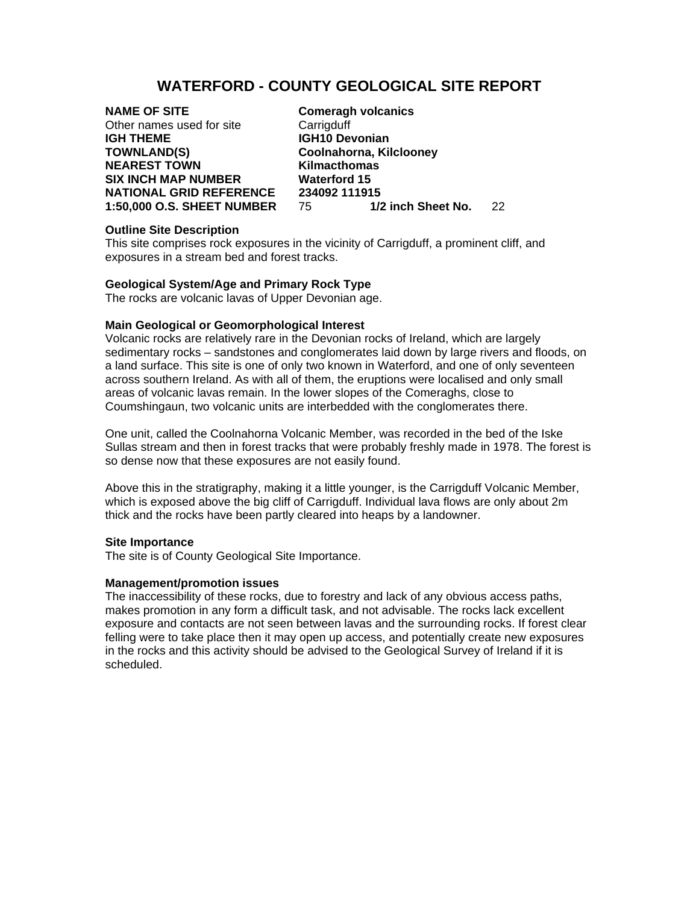# WATERFORD - COUNTY GEOLOGICAL SITE REPORT

| | |
|---|---|
| **NAME OF SITE** | **Comeragh volcanics** |
| Other names used for site | Carrigduff |
| **IGH THEME** | **IGH10 Devonian** |
| **TOWNLAND(S)** | **Coolnahorna, Kilclooney** |
| **NEAREST TOWN** | **Kilmacthomas** |
| **SIX INCH MAP NUMBER** | **Waterford 15** |
| **NATIONAL GRID REFERENCE** | **234092 111915** |
| **1:50,000 O.S. SHEET NUMBER** | 75 **1/2 inch Sheet No.** 22 |

**Outline Site Description**
This site comprises rock exposures in the vicinity of Carrigduff, a prominent cliff, and exposures in a stream bed and forest tracks.

**Geological System/Age and Primary Rock Type**
The rocks are volcanic lavas of Upper Devonian age.

**Main Geological or Geomorphological Interest**
Volcanic rocks are relatively rare in the Devonian rocks of Ireland, which are largely sedimentary rocks – sandstones and conglomerates laid down by large rivers and floods, on a land surface. This site is one of only two known in Waterford, and one of only seventeen across southern Ireland. As with all of them, the eruptions were localised and only small areas of volcanic lavas remain. In the lower slopes of the Comeraghs, close to Coumshingaun, two volcanic units are interbedded with the conglomerates there.

One unit, called the Coolnahorna Volcanic Member, was recorded in the bed of the Iske Sullas stream and then in forest tracks that were probably freshly made in 1978. The forest is so dense now that these exposures are not easily found.

Above this in the stratigraphy, making it a little younger, is the Carrigduff Volcanic Member, which is exposed above the big cliff of Carrigduff. Individual lava flows are only about 2m thick and the rocks have been partly cleared into heaps by a landowner.

**Site Importance**
The site is of County Geological Site Importance.

**Management/promotion issues**
The inaccessibility of these rocks, due to forestry and lack of any obvious access paths, makes promotion in any form a difficult task, and not advisable. The rocks lack excellent exposure and contacts are not seen between lavas and the surrounding rocks. If forest clear felling were to take place then it may open up access, and potentially create new exposures in the rocks and this activity should be advised to the Geological Survey of Ireland if it is scheduled.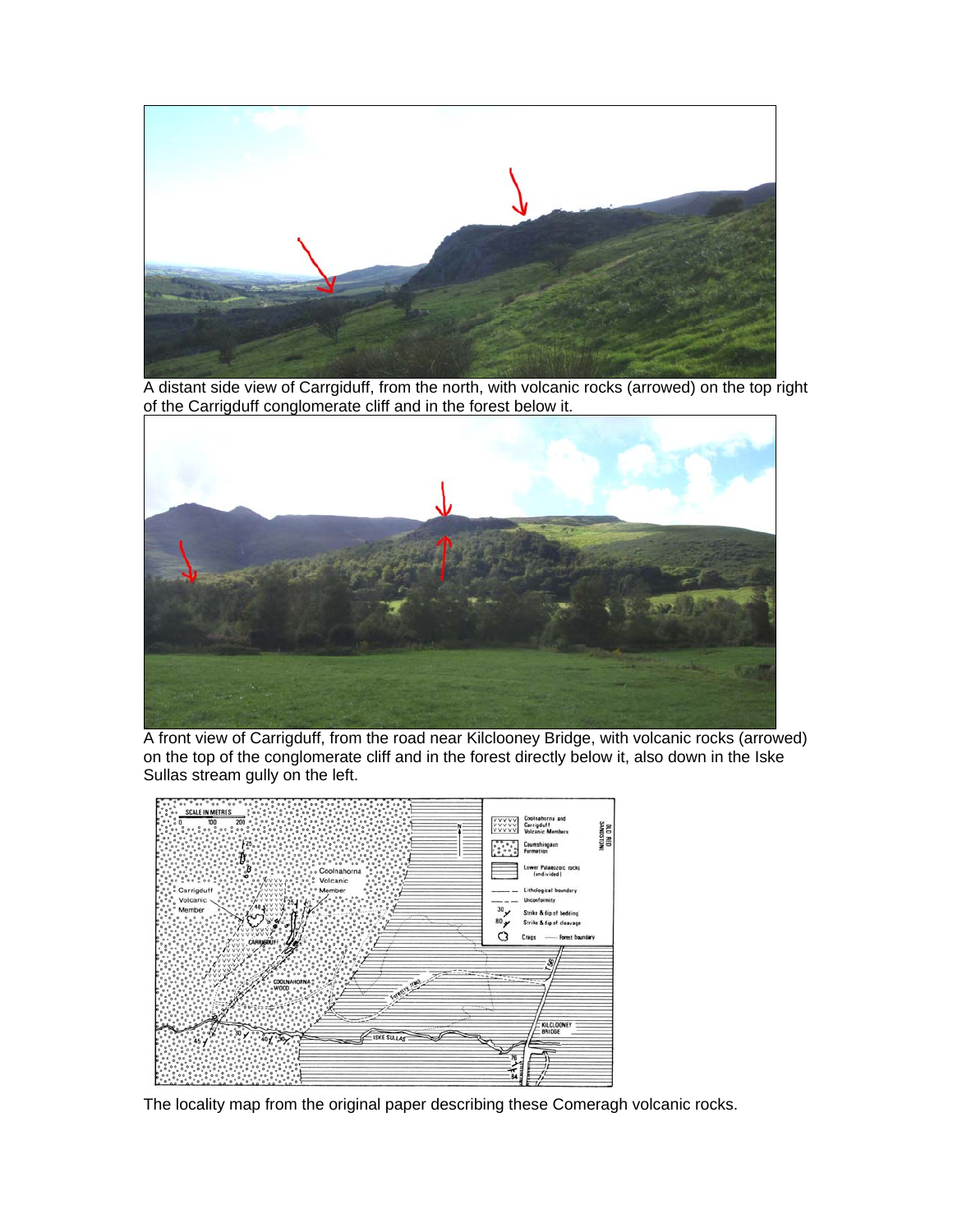A distant side view of Carrgiduff, from the north, with volcanic rocks (arrowed) on the top right of the Carrigduff conglomerate cliff and in the forest below it.

A front view of Carrigduff, from the road near Kilclooney Bridge, with volcanic rocks (arrowed) on the top of the conglomerate cliff and in the forest directly below it, also down in the Iske Sullas stream gully on the left.

The locality map from the original paper describing these Comeragh volcanic rocks.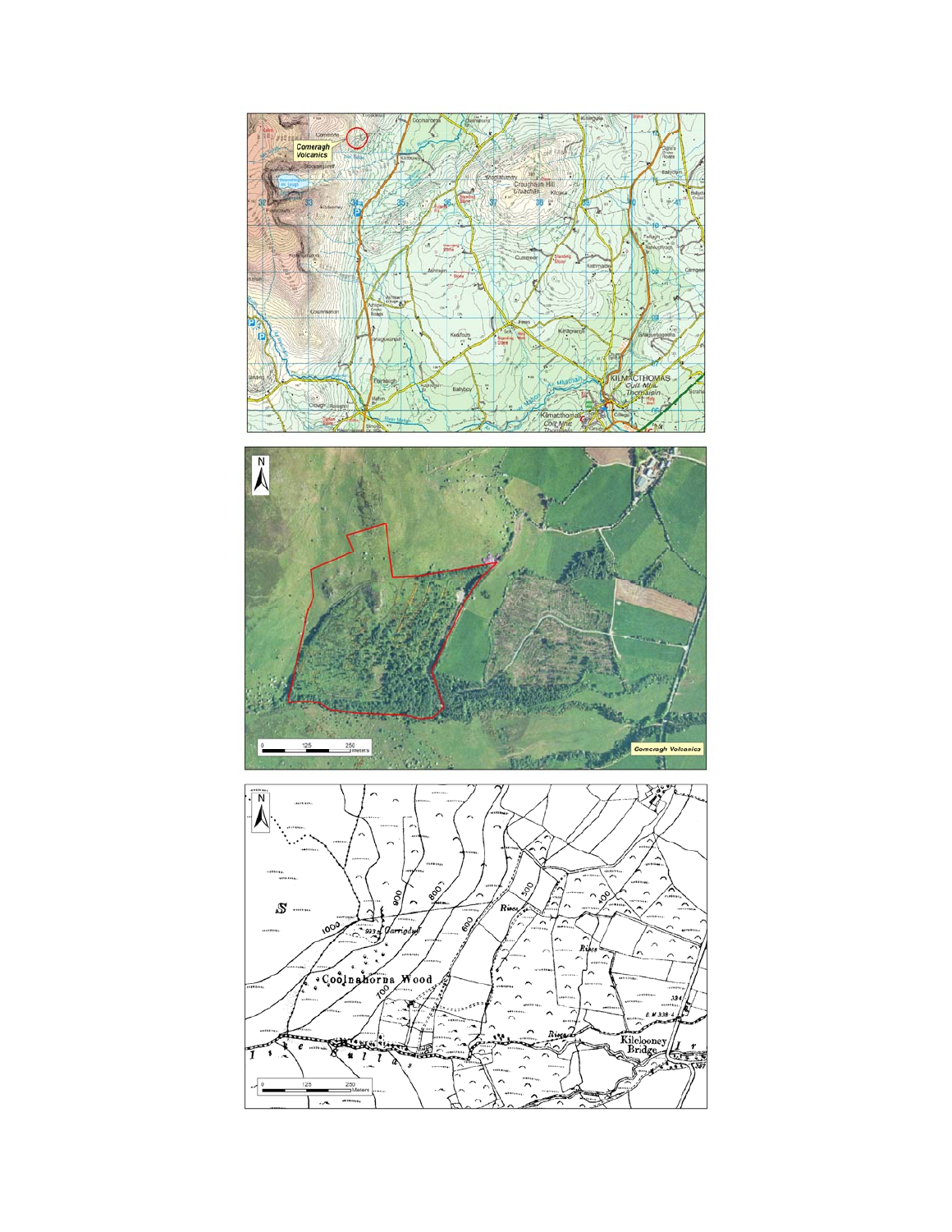Comeragh Volcanics

N

0 125 250 Meters

Comeragh Volcanics

N

Coolnahorna Wood

Carrigduff

Kilclooney Bridge

0 125 250 Meters